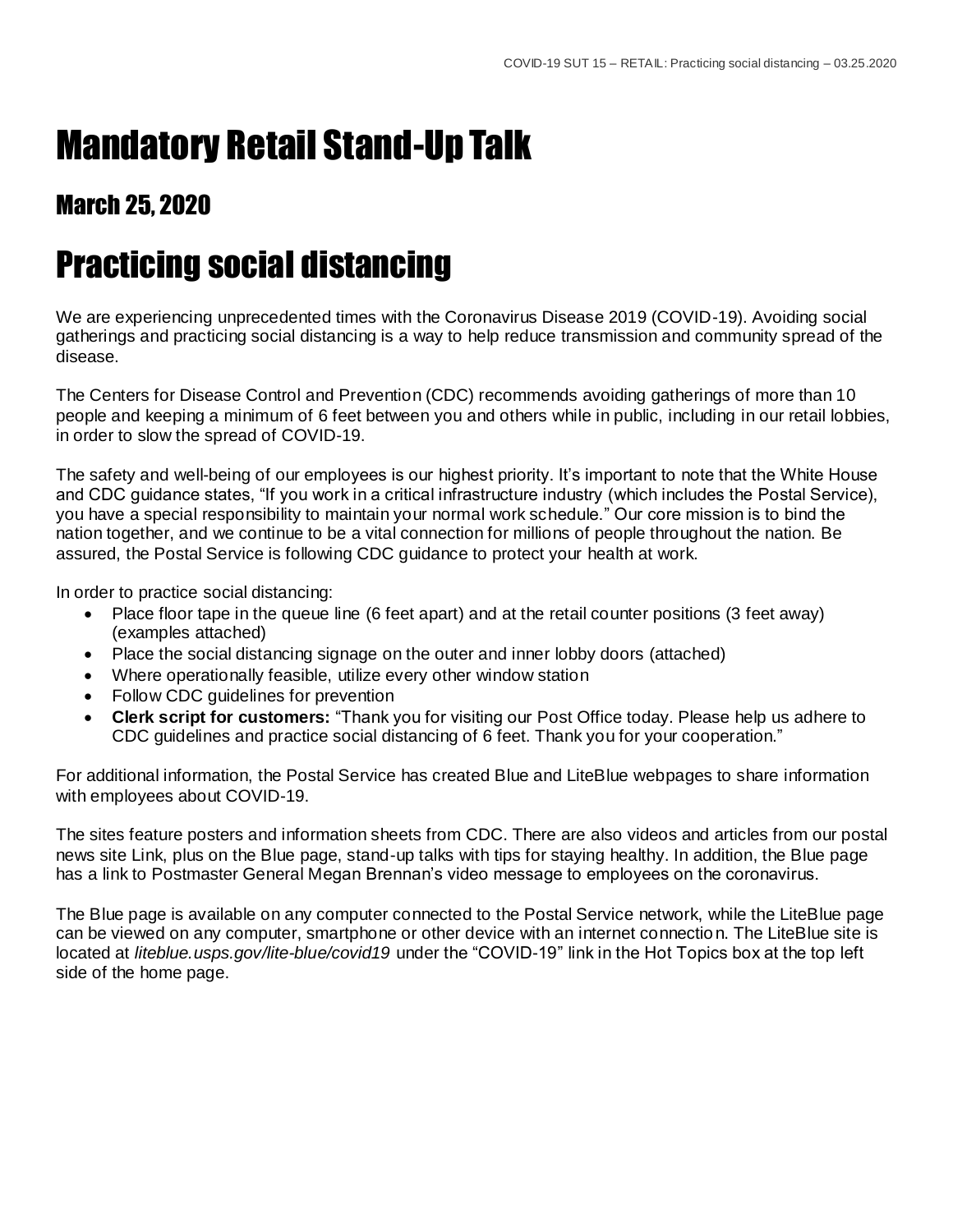# Mandatory Retail Stand-Up Talk

## March 25, 2020

# Practicing social distancing

We are experiencing unprecedented times with the Coronavirus Disease 2019 (COVID-19). Avoiding social gatherings and practicing social distancing is a way to help reduce transmission and community spread of the disease.

The Centers for Disease Control and Prevention (CDC) recommends avoiding gatherings of more than 10 people and keeping a minimum of 6 feet between you and others while in public, including in our retail lobbies, in order to slow the spread of COVID-19.

The safety and well-being of our employees is our highest priority. It's important to note that the White House and CDC guidance states, "If you work in a critical infrastructure industry (which includes the Postal Service), you have a special responsibility to maintain your normal work schedule." Our core mission is to bind the nation together, and we continue to be a vital connection for millions of people throughout the nation. Be assured, the Postal Service is following CDC guidance to protect your health at work.

In order to practice social distancing:

- Place floor tape in the queue line (6 feet apart) and at the retail counter positions (3 feet away) (examples attached)
- Place the social distancing signage on the outer and inner lobby doors (attached)
- Where operationally feasible, utilize every other window station
- Follow CDC guidelines for prevention
- **Clerk script for customers:** "Thank you for visiting our Post Office today. Please help us adhere to CDC guidelines and practice social distancing of 6 feet. Thank you for your cooperation."

For additional information, the Postal Service has created Blue and LiteBlue webpages to share information with employees about COVID-19.

The sites feature posters and information sheets from CDC. There are also videos and articles from our postal news site Link, plus on the Blue page, stand-up talks with tips for staying healthy. In addition, the Blue page has a link to Postmaster General Megan Brennan's video message to employees on the coronavirus.

The Blue page is available on any computer connected to the Postal Service network, while the LiteBlue page can be viewed on any computer, smartphone or other device with an internet connection. The LiteBlue site is located at *liteblue.usps.gov/lite-blue/covid19* under the "COVID-19" link in the Hot Topics box at the top left side of the home page.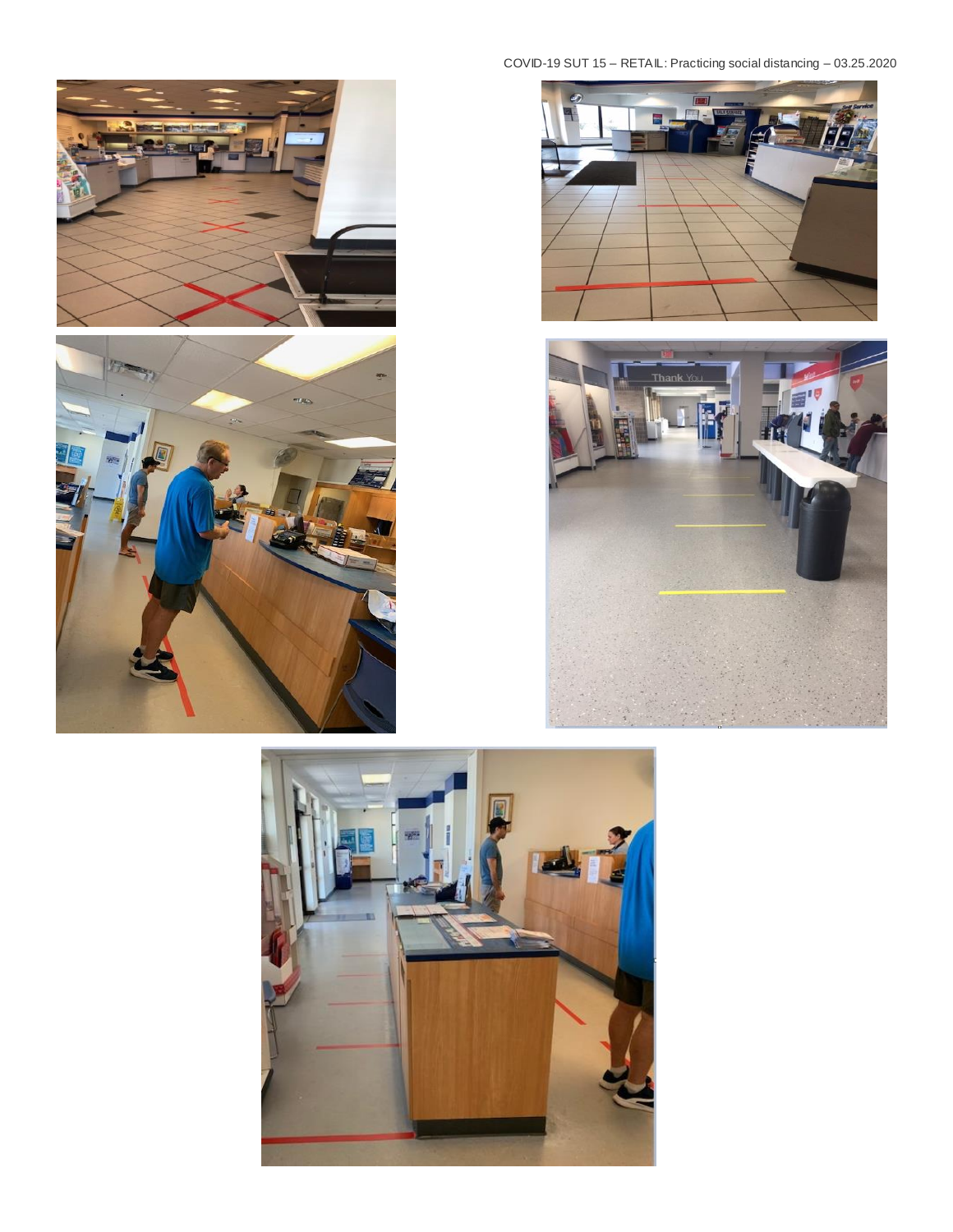COVID-19 SUT 15 – RETAIL: Practicing social distancing – 03.25.2020